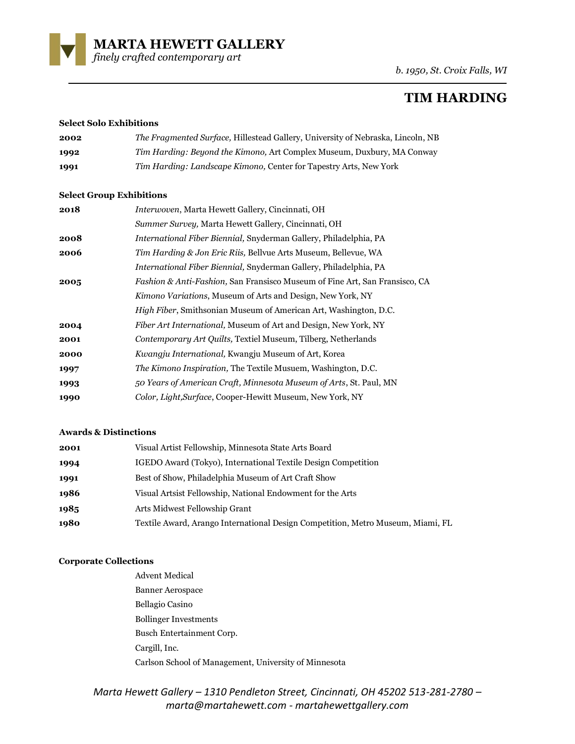# MARTA HEWETT GALLERY

*finely crafted contemporary art*

*b. 1950, St. Croix Falls, WI*

## TIM HARDING

**Select Solo Exhibitions**

| | |
|---|---|
| **2002** | *The Fragmented Surface,* Hillestead Gallery, University of Nebraska, Lincoln, NB |
| **1992** | *Tim Harding: Beyond the Kimono,* Art Complex Museum, Duxbury, MA Conway |
| **1991** | *Tim Harding: Landscape Kimono,* Center for Tapestry Arts, New York |

**Select Group Exhibitions**

| | |
|---|---|
| **2018** | *Interwoven*, Marta Hewett Gallery, Cincinnati, OH |
| | *Summer Survey,* Marta Hewett Gallery, Cincinnati, OH |
| **2008** | *International Fiber Biennial,* Snyderman Gallery, Philadelphia, PA |
| **2006** | *Tim Harding & Jon Eric Riis,* Bellvue Arts Museum, Bellevue, WA |
| | *International Fiber Biennial,* Snyderman Gallery, Philadelphia, PA |
| **2005** | *Fashion & Anti-Fashion,* San Fransisco Museum of Fine Art, San Fransisco, CA |
| | *Kimono Variations*, Museum of Arts and Design, New York, NY |
| | *High Fiber*, Smithsonian Museum of American Art, Washington, D.C. |
| **2004** | *Fiber Art International,* Museum of Art and Design, New York, NY |
| **2001** | *Contemporary Art Quilts,* Textiel Museum, Tilberg, Netherlands |
| **2000** | *Kwangju International,* Kwangju Museum of Art, Korea |
| **1997** | *The Kimono Inspiration,* The Textile Musuem, Washington, D.C. |
| **1993** | *50 Years of American Craft, Minnesota Museum of Arts*, St. Paul, MN |
| **1990** | *Color, Light,Surface*, Cooper-Hewitt Museum, New York, NY |

**Awards & Distinctions**

| | |
|---|---|
| **2001** | Visual Artist Fellowship, Minnesota State Arts Board |
| **1994** | IGEDO Award (Tokyo), International Textile Design Competition |
| **1991** | Best of Show, Philadelphia Museum of Art Craft Show |
| **1986** | Visual Artsist Fellowship, National Endowment for the Arts |
| **1985** | Arts Midwest Fellowship Grant |
| **1980** | Textile Award, Arango International Design Competition, Metro Museum, Miami, FL |

**Corporate Collections**

Advent Medical
Banner Aerospace
Bellagio Casino
Bollinger Investments
Busch Entertainment Corp.
Cargill, Inc.
Carlson School of Management, University of Minnesota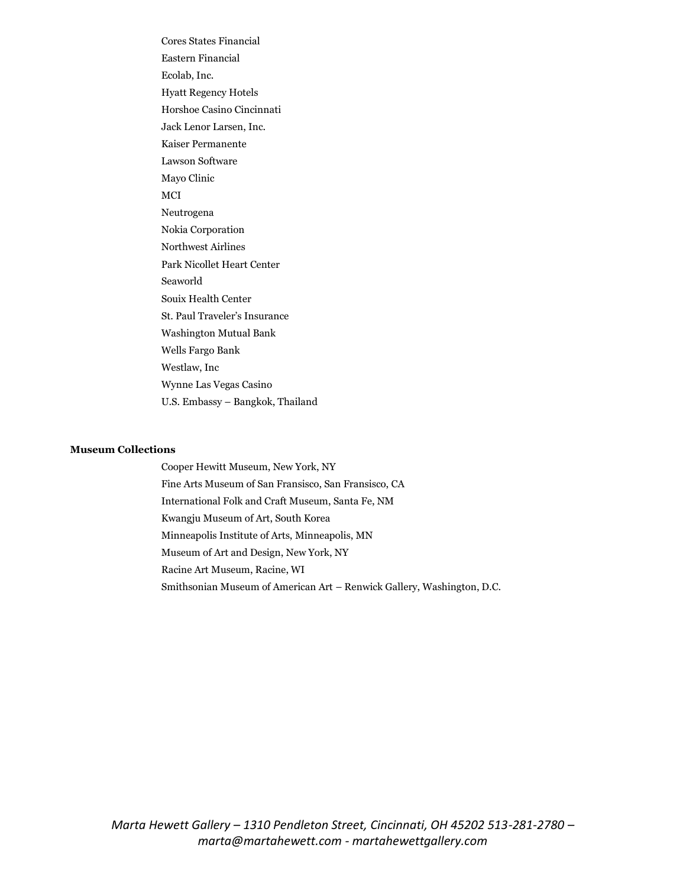Cores States Financial
Eastern Financial
Ecolab, Inc.
Hyatt Regency Hotels
Horshoe Casino Cincinnati
Jack Lenor Larsen, Inc.
Kaiser Permanente
Lawson Software
Mayo Clinic
MCI
Neutrogena
Nokia Corporation
Northwest Airlines
Park Nicollet Heart Center
Seaworld
Souix Health Center
St. Paul Traveler's Insurance
Washington Mutual Bank
Wells Fargo Bank
Westlaw, Inc
Wynne Las Vegas Casino
U.S. Embassy – Bangkok, Thailand

**Museum Collections**

Cooper Hewitt Museum, New York, NY
Fine Arts Museum of San Fransisco, San Fransisco, CA
International Folk and Craft Museum, Santa Fe, NM
Kwangju Museum of Art, South Korea
Minneapolis Institute of Arts, Minneapolis, MN
Museum of Art and Design, New York, NY
Racine Art Museum, Racine, WI
Smithsonian Museum of American Art – Renwick Gallery, Washington, D.C.